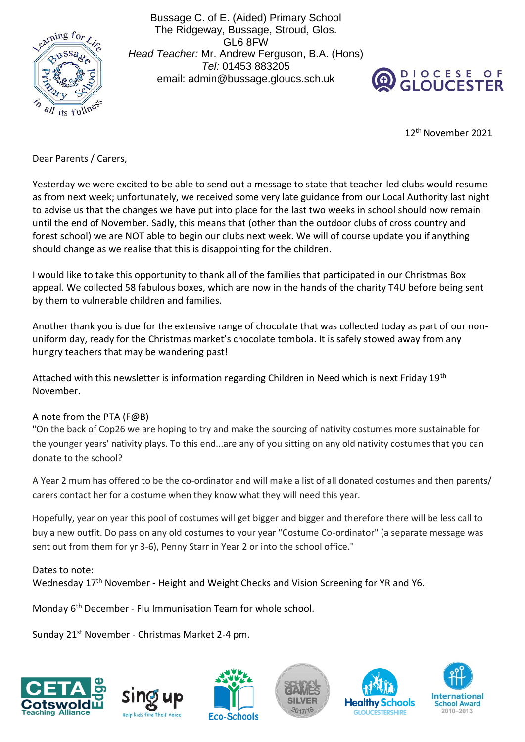Bussage C. of E. (Aided) Primary School
The Ridgeway, Bussage, Stroud, Glos.
GL6 8FW
*Head Teacher:* Mr. Andrew Ferguson, B.A. (Hons)
*Tel:* 01453 883205
email: admin@bussage.gloucs.sch.uk

12th November 2021

Dear Parents / Carers,

Yesterday we were excited to be able to send out a message to state that teacher-led clubs would resume as from next week; unfortunately, we received some very late guidance from our Local Authority last night to advise us that the changes we have put into place for the last two weeks in school should now remain until the end of November. Sadly, this means that (other than the outdoor clubs of cross country and forest school) we are NOT able to begin our clubs next week. We will of course update you if anything should change as we realise that this is disappointing for the children.

I would like to take this opportunity to thank all of the families that participated in our Christmas Box appeal. We collected 58 fabulous boxes, which are now in the hands of the charity T4U before being sent by them to vulnerable children and families.

Another thank you is due for the extensive range of chocolate that was collected today as part of our non-uniform day, ready for the Christmas market's chocolate tombola. It is safely stowed away from any hungry teachers that may be wandering past!

Attached with this newsletter is information regarding Children in Need which is next Friday 19th November.

A note from the PTA (F@B)

"On the back of Cop26 we are hoping to try and make the sourcing of nativity costumes more sustainable for the younger years' nativity plays. To this end...are any of you sitting on any old nativity costumes that you can donate to the school?

A Year 2 mum has offered to be the co-ordinator and will make a list of all donated costumes and then parents/ carers contact her for a costume when they know what they will need this year.

Hopefully, year on year this pool of costumes will get bigger and bigger and therefore there will be less call to buy a new outfit. Do pass on any old costumes to your year "Costume Co-ordinator" (a separate message was sent out from them for yr 3-6), Penny Starr in Year 2 or into the school office."

Dates to note:

Wednesday 17th November - Height and Weight Checks and Vision Screening for YR and Y6.

Monday 6th December - Flu Immunisation Team for whole school.

Sunday 21st November - Christmas Market 2-4 pm.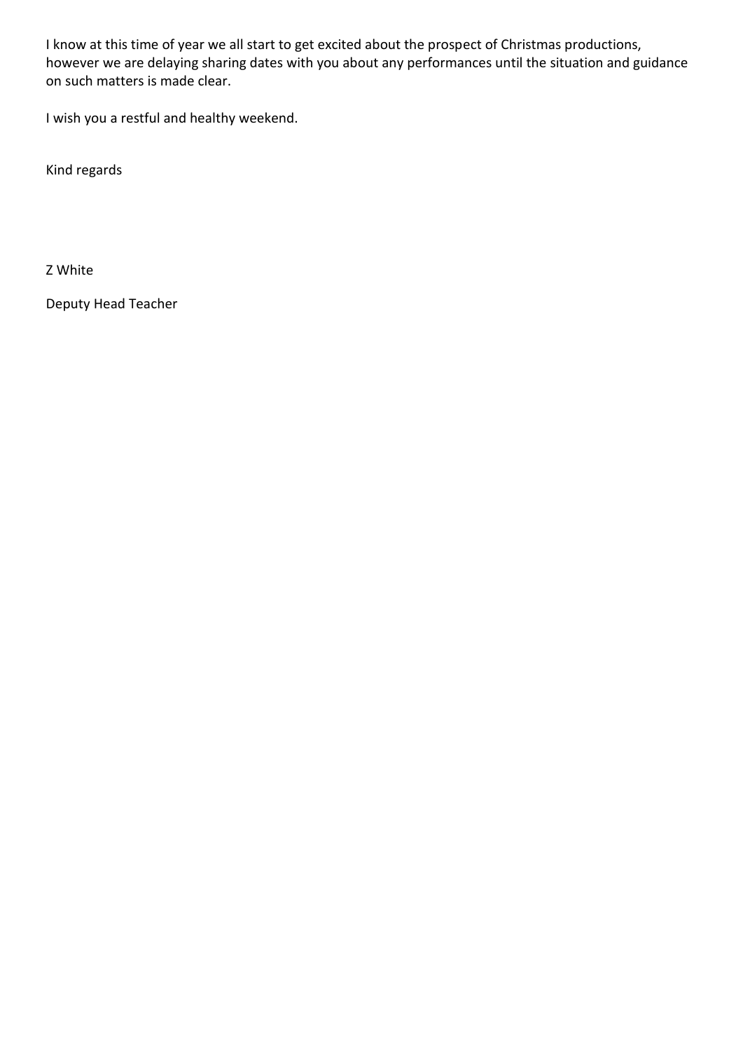I know at this time of year we all start to get excited about the prospect of Christmas productions, however we are delaying sharing dates with you about any performances until the situation and guidance on such matters is made clear.

I wish you a restful and healthy weekend.

Kind regards

Z White

Deputy Head Teacher